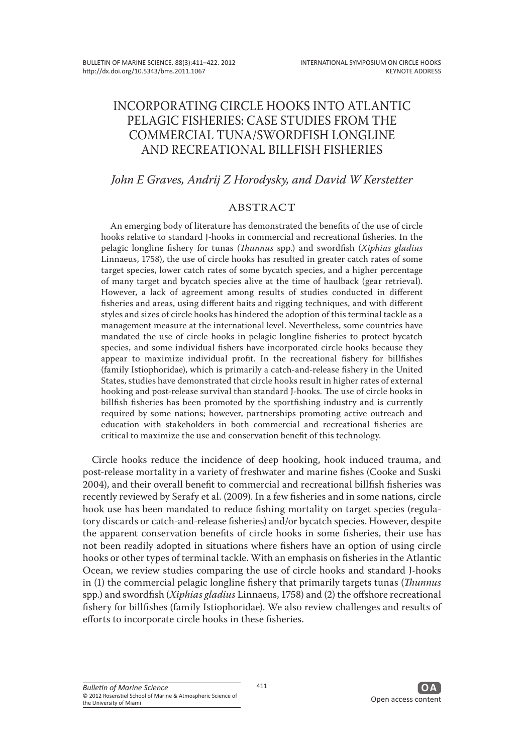# INCORPORATING CIRCLE HOOKS INTO ATLANTIC PELAGIC FISHERIES: CASE STUDIES FROM THE COMMERCIAL TUNA/SWORDFISH LONGLINE AND RECREATIONAL BILLFISH FISHERIES

*John E Graves, Andrij Z Horodysky, and David W Kerstetter*

## ABSTRACT

An emerging body of literature has demonstrated the benefits of the use of circle hooks relative to standard J-hooks in commercial and recreational fisheries. In the pelagic longline fishery for tunas (*Thunnus* spp.) and swordfish (*Xiphias gladius* Linnaeus, 1758), the use of circle hooks has resulted in greater catch rates of some target species, lower catch rates of some bycatch species, and a higher percentage of many target and bycatch species alive at the time of haulback (gear retrieval). However, a lack of agreement among results of studies conducted in different fisheries and areas, using different baits and rigging techniques, and with different styles and sizes of circle hooks has hindered the adoption of this terminal tackle as a management measure at the international level. Nevertheless, some countries have mandated the use of circle hooks in pelagic longline fisheries to protect bycatch species, and some individual fishers have incorporated circle hooks because they appear to maximize individual profit. In the recreational fishery for billfishes (family Istiophoridae), which is primarily a catch-and-release fishery in the United States, studies have demonstrated that circle hooks result in higher rates of external hooking and post-release survival than standard J-hooks. The use of circle hooks in billfish fisheries has been promoted by the sportfishing industry and is currently required by some nations; however, partnerships promoting active outreach and education with stakeholders in both commercial and recreational fisheries are critical to maximize the use and conservation benefit of this technology.

Circle hooks reduce the incidence of deep hooking, hook induced trauma, and post-release mortality in a variety of freshwater and marine fishes (Cooke and Suski 2004), and their overall benefit to commercial and recreational billfish fisheries was recently reviewed by Serafy et al. (2009). In a few fisheries and in some nations, circle hook use has been mandated to reduce fishing mortality on target species (regulatory discards or catch-and-release fisheries) and/or bycatch species. However, despite the apparent conservation benefits of circle hooks in some fisheries, their use has not been readily adopted in situations where fishers have an option of using circle hooks or other types of terminal tackle. With an emphasis on fisheries in the Atlantic Ocean, we review studies comparing the use of circle hooks and standard J-hooks in (1) the commercial pelagic longline fishery that primarily targets tunas (*Thunnus* spp.) and swordfish (*Xiphias gladius* Linnaeus, 1758) and (2) the offshore recreational fishery for billfishes (family Istiophoridae). We also review challenges and results of efforts to incorporate circle hooks in these fisheries.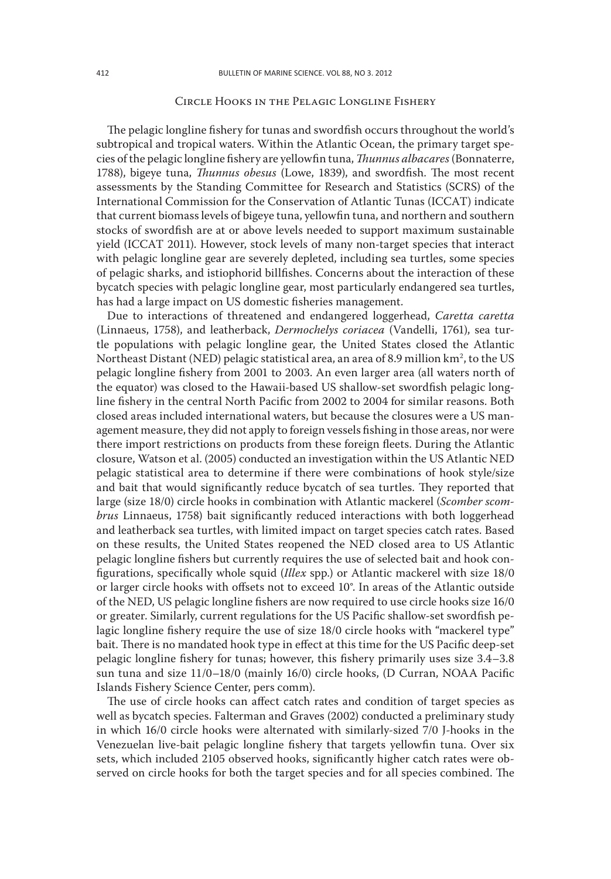## Circle Hooks in the Pelagic Longline Fishery

The pelagic longline fishery for tunas and swordfish occurs throughout the world's subtropical and tropical waters. Within the Atlantic Ocean, the primary target species of the pelagic longline fishery are yellowfin tuna, *Thunnus albacares* (Bonnaterre, 1788), bigeye tuna, *Thunnus obesus* (Lowe, 1839), and swordfish. The most recent assessments by the Standing Committee for Research and Statistics (SCRS) of the International Commission for the Conservation of Atlantic Tunas (ICCAT) indicate that current biomass levels of bigeye tuna, yellowfin tuna, and northern and southern stocks of swordfish are at or above levels needed to support maximum sustainable yield (ICCAT 2011). However, stock levels of many non-target species that interact with pelagic longline gear are severely depleted, including sea turtles, some species of pelagic sharks, and istiophorid billfishes. Concerns about the interaction of these bycatch species with pelagic longline gear, most particularly endangered sea turtles, has had a large impact on US domestic fisheries management.

Due to interactions of threatened and endangered loggerhead, *Caretta caretta* (Linnaeus, 1758), and leatherback, *Dermochelys coriacea* (Vandelli, 1761), sea turtle populations with pelagic longline gear, the United States closed the Atlantic Northeast Distant (NED) pelagic statistical area, an area of 8.9 million km$^2$, to the US pelagic longline fishery from 2001 to 2003. An even larger area (all waters north of the equator) was closed to the Hawaii-based US shallow-set swordfish pelagic longline fishery in the central North Pacific from 2002 to 2004 for similar reasons. Both closed areas included international waters, but because the closures were a US management measure, they did not apply to foreign vessels fishing in those areas, nor were there import restrictions on products from these foreign fleets. During the Atlantic closure, Watson et al. (2005) conducted an investigation within the US Atlantic NED pelagic statistical area to determine if there were combinations of hook style/size and bait that would significantly reduce bycatch of sea turtles. They reported that large (size 18/0) circle hooks in combination with Atlantic mackerel (*Scomber scombrus* Linnaeus, 1758) bait significantly reduced interactions with both loggerhead and leatherback sea turtles, with limited impact on target species catch rates. Based on these results, the United States reopened the NED closed area to US Atlantic pelagic longline fishers but currently requires the use of selected bait and hook configurations, specifically whole squid (*Illex* spp.) or Atlantic mackerel with size 18/0 or larger circle hooks with offsets not to exceed 10°. In areas of the Atlantic outside of the NED, US pelagic longline fishers are now required to use circle hooks size 16/0 or greater. Similarly, current regulations for the US Pacific shallow-set swordfish pelagic longline fishery require the use of size 18/0 circle hooks with "mackerel type" bait. There is no mandated hook type in effect at this time for the US Pacific deep-set pelagic longline fishery for tunas; however, this fishery primarily uses size 3.4–3.8 sun tuna and size 11/0–18/0 (mainly 16/0) circle hooks, (D Curran, NOAA Pacific Islands Fishery Science Center, pers comm).

The use of circle hooks can affect catch rates and condition of target species as well as bycatch species. Falterman and Graves (2002) conducted a preliminary study in which 16/0 circle hooks were alternated with similarly-sized 7/0 J-hooks in the Venezuelan live-bait pelagic longline fishery that targets yellowfin tuna. Over six sets, which included 2105 observed hooks, significantly higher catch rates were observed on circle hooks for both the target species and for all species combined. The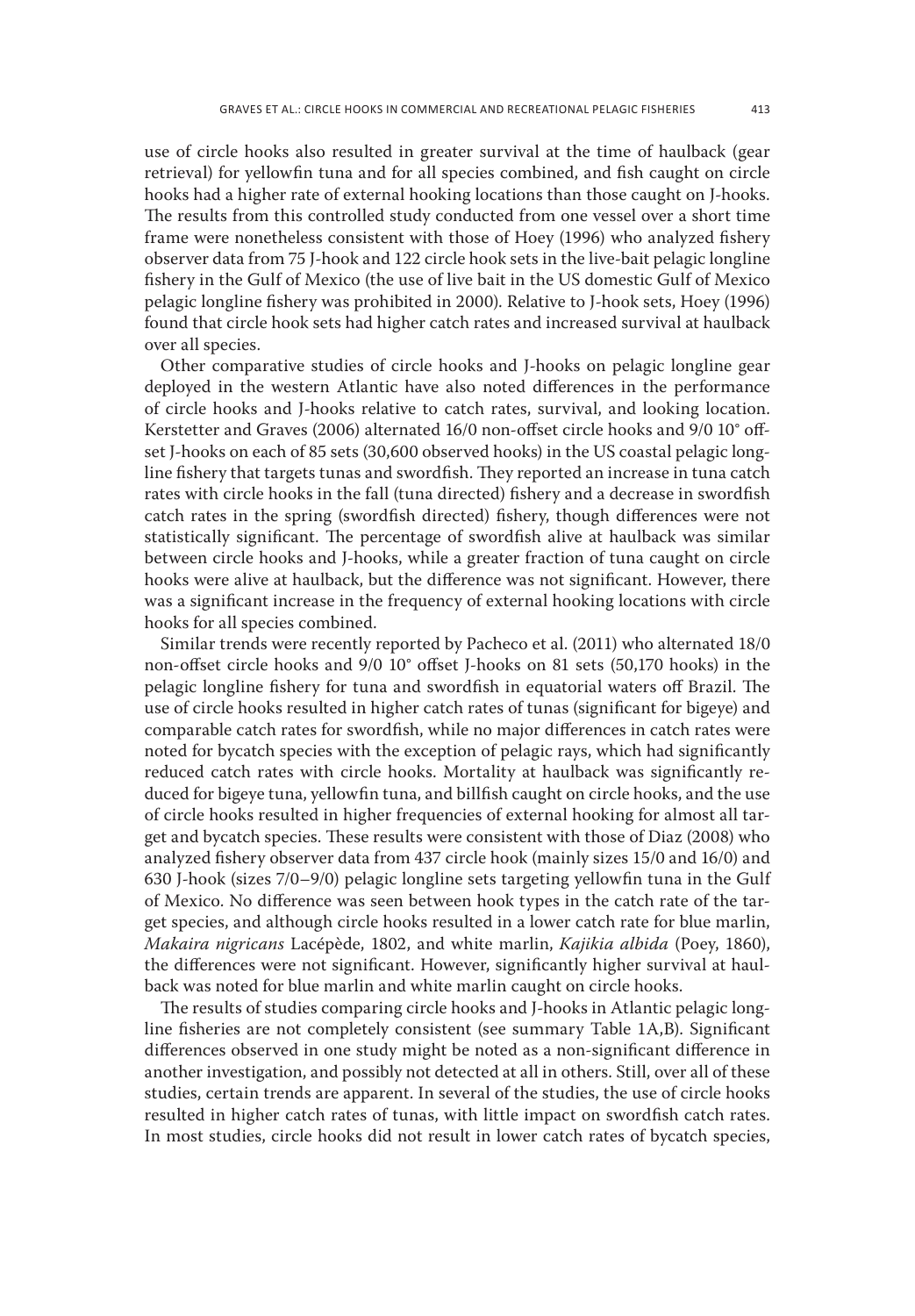use of circle hooks also resulted in greater survival at the time of haulback (gear retrieval) for yellowfin tuna and for all species combined, and fish caught on circle hooks had a higher rate of external hooking locations than those caught on J-hooks. The results from this controlled study conducted from one vessel over a short time frame were nonetheless consistent with those of Hoey (1996) who analyzed fishery observer data from 75 J-hook and 122 circle hook sets in the live-bait pelagic longline fishery in the Gulf of Mexico (the use of live bait in the US domestic Gulf of Mexico pelagic longline fishery was prohibited in 2000). Relative to J-hook sets, Hoey (1996) found that circle hook sets had higher catch rates and increased survival at haulback over all species.

Other comparative studies of circle hooks and J-hooks on pelagic longline gear deployed in the western Atlantic have also noted differences in the performance of circle hooks and J-hooks relative to catch rates, survival, and looking location. Kerstetter and Graves (2006) alternated 16/0 non-offset circle hooks and 9/0 10° offset J-hooks on each of 85 sets (30,600 observed hooks) in the US coastal pelagic longline fishery that targets tunas and swordfish. They reported an increase in tuna catch rates with circle hooks in the fall (tuna directed) fishery and a decrease in swordfish catch rates in the spring (swordfish directed) fishery, though differences were not statistically significant. The percentage of swordfish alive at haulback was similar between circle hooks and J-hooks, while a greater fraction of tuna caught on circle hooks were alive at haulback, but the difference was not significant. However, there was a significant increase in the frequency of external hooking locations with circle hooks for all species combined.

Similar trends were recently reported by Pacheco et al. (2011) who alternated 18/0 non-offset circle hooks and 9/0 10° offset J-hooks on 81 sets (50,170 hooks) in the pelagic longline fishery for tuna and swordfish in equatorial waters off Brazil. The use of circle hooks resulted in higher catch rates of tunas (significant for bigeye) and comparable catch rates for swordfish, while no major differences in catch rates were noted for bycatch species with the exception of pelagic rays, which had significantly reduced catch rates with circle hooks. Mortality at haulback was significantly reduced for bigeye tuna, yellowfin tuna, and billfish caught on circle hooks, and the use of circle hooks resulted in higher frequencies of external hooking for almost all target and bycatch species. These results were consistent with those of Diaz (2008) who analyzed fishery observer data from 437 circle hook (mainly sizes 15/0 and 16/0) and 630 J-hook (sizes 7/0–9/0) pelagic longline sets targeting yellowfin tuna in the Gulf of Mexico. No difference was seen between hook types in the catch rate of the target species, and although circle hooks resulted in a lower catch rate for blue marlin, *Makaira nigricans* Lacépède, 1802, and white marlin, *Kajikia albida* (Poey, 1860), the differences were not significant. However, significantly higher survival at haulback was noted for blue marlin and white marlin caught on circle hooks.

The results of studies comparing circle hooks and J-hooks in Atlantic pelagic longline fisheries are not completely consistent (see summary Table 1A,B). Significant differences observed in one study might be noted as a non-significant difference in another investigation, and possibly not detected at all in others. Still, over all of these studies, certain trends are apparent. In several of the studies, the use of circle hooks resulted in higher catch rates of tunas, with little impact on swordfish catch rates. In most studies, circle hooks did not result in lower catch rates of bycatch species,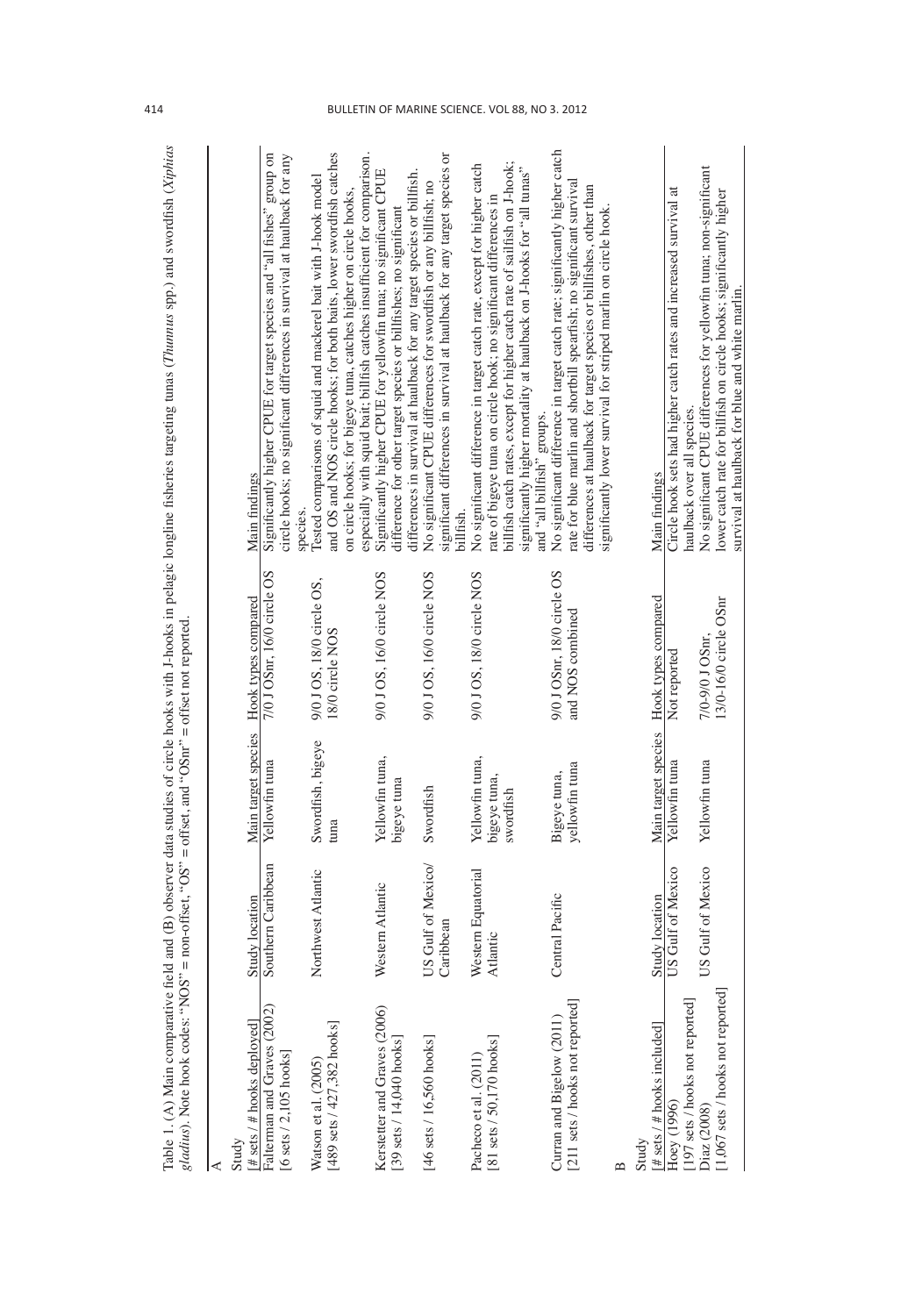Table 1. (A) Main comparative field and (B) observer data studies of circle hooks with J-hooks in pelagic longline fisheries targeting tunas (*Thunnus* spp.) and swordfish (*Xiphias gladius*). Note hook codes: "NOS" = non-offset, "OS" = offset, and "OSnr" = offset not reported.

A

| Study [# sets / # hooks deployed] | Study location | Main target species | Hook types compared | Main findings |
| --- | --- | --- | --- | --- |
| Falterman and Graves (2002) [6 sets / 2,105 hooks] | Southern Caribbean | Yellowfin tuna | 7/0 J OSnr, 16/0 circle OS | Significantly higher CPUE for target species and "all fishes" group on circle hooks; no significant differences in survival at haulback for any species. |
| Watson et al. (2005) [489 sets / 427,382 hooks] | Northwest Atlantic | Swordfish, bigeye tuna | 9/0 J OS, 18/0 circle OS, 18/0 circle NOS | Tested comparisons of squid and mackerel bait with J-hook model and OS and NOS circle hooks; for both baits, lower swordfish catches on circle hooks; for bigeye tuna, catches higher on circle hooks, especially with squid bait; billfish catches insufficient for comparison. |
| Kerstetter and Graves (2006) [39 sets / 14,040 hooks] | Western Atlantic | Yellowfin tuna, bigeye tuna | 9/0 J OS, 16/0 circle NOS | Significantly higher CPUE for yellowfin tuna; no significant CPUE difference for other target species or billfishes; no significant differences in survival at haulback for any target species or billfish. |
| [46 sets / 16,560 hooks] | US Gulf of Mexico/ Caribbean | Swordfish | 9/0 J OS, 16/0 circle NOS | No significant CPUE differences for swordfish or any billfish; no significant differences in survival at haulback for any target species or billfish. |
| Pacheco et al. (2011) [81 sets / 50,170 hooks] | Western Equatorial Atlantic | Yellowfin tuna, bigeye tuna, swordfish | 9/0 J OS, 18/0 circle NOS | No significant difference in target catch rate, except for higher catch rate of bigeye tuna on circle hook; no significant differences in billfish catch rates, except for higher catch rate of sailfish on J-hook; significantly higher mortality at haulback on J-hooks for "all tunas" and "all billfish" groups. |
| Curran and Bigelow (2011) [211 sets / hooks not reported] | Central Pacific | Bigeye tuna, yellowfin tuna | 9/0 J OSnr, 18/0 circle OS and NOS combined | No significant difference in target catch rate; significantly higher catch rate for blue marlin and shortbill spearfish; no significant survival differences at haulback for target species or billfishes, other than significantly lower survival for striped marlin on circle hook. |

B

| Study [# sets / # hooks included] | Study location | Main target species | Hook types compared | Main findings |
| --- | --- | --- | --- | --- |
| Hoey (1996) [197 sets / hooks not reported] | US Gulf of Mexico | Yellowfin tuna | Not reported | Circle hook sets had higher catch rates and increased survival at haulback over all species. |
| Diaz (2008) [1,067 sets / hooks not reported] | US Gulf of Mexico | Yellowfin tuna | 7/0–9/0 J OSnr, 13/0–16/0 circle OSnr | No significant CPUE differences for yellowfin tuna; non-significant lower catch rate for billfish on circle hooks; significantly higher survival at haulback for blue and white marlin. |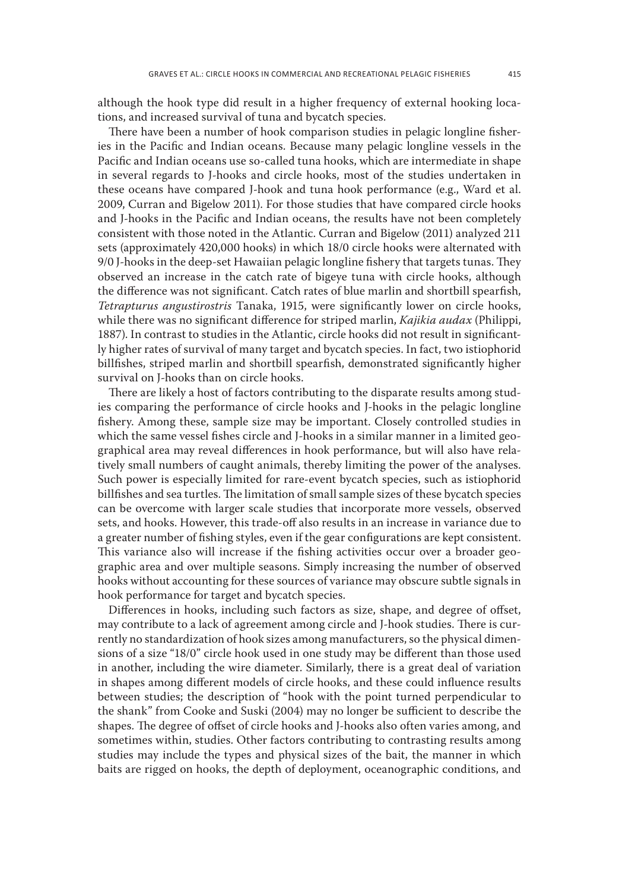although the hook type did result in a higher frequency of external hooking locations, and increased survival of tuna and bycatch species.

There have been a number of hook comparison studies in pelagic longline fisheries in the Pacific and Indian oceans. Because many pelagic longline vessels in the Pacific and Indian oceans use so-called tuna hooks, which are intermediate in shape in several regards to J-hooks and circle hooks, most of the studies undertaken in these oceans have compared J-hook and tuna hook performance (e.g., Ward et al. 2009, Curran and Bigelow 2011). For those studies that have compared circle hooks and J-hooks in the Pacific and Indian oceans, the results have not been completely consistent with those noted in the Atlantic. Curran and Bigelow (2011) analyzed 211 sets (approximately 420,000 hooks) in which 18/0 circle hooks were alternated with 9/0 J-hooks in the deep-set Hawaiian pelagic longline fishery that targets tunas. They observed an increase in the catch rate of bigeye tuna with circle hooks, although the difference was not significant. Catch rates of blue marlin and shortbill spearfish, *Tetrapturus angustirostris* Tanaka, 1915, were significantly lower on circle hooks, while there was no significant difference for striped marlin, *Kajikia audax* (Philippi, 1887). In contrast to studies in the Atlantic, circle hooks did not result in significantly higher rates of survival of many target and bycatch species. In fact, two istiophorid billfishes, striped marlin and shortbill spearfish, demonstrated significantly higher survival on J-hooks than on circle hooks.

There are likely a host of factors contributing to the disparate results among studies comparing the performance of circle hooks and J-hooks in the pelagic longline fishery. Among these, sample size may be important. Closely controlled studies in which the same vessel fishes circle and J-hooks in a similar manner in a limited geographical area may reveal differences in hook performance, but will also have relatively small numbers of caught animals, thereby limiting the power of the analyses. Such power is especially limited for rare-event bycatch species, such as istiophorid billfishes and sea turtles. The limitation of small sample sizes of these bycatch species can be overcome with larger scale studies that incorporate more vessels, observed sets, and hooks. However, this trade-off also results in an increase in variance due to a greater number of fishing styles, even if the gear configurations are kept consistent. This variance also will increase if the fishing activities occur over a broader geographic area and over multiple seasons. Simply increasing the number of observed hooks without accounting for these sources of variance may obscure subtle signals in hook performance for target and bycatch species.

Differences in hooks, including such factors as size, shape, and degree of offset, may contribute to a lack of agreement among circle and J-hook studies. There is currently no standardization of hook sizes among manufacturers, so the physical dimensions of a size "18/0" circle hook used in one study may be different than those used in another, including the wire diameter. Similarly, there is a great deal of variation in shapes among different models of circle hooks, and these could influence results between studies; the description of "hook with the point turned perpendicular to the shank" from Cooke and Suski (2004) may no longer be sufficient to describe the shapes. The degree of offset of circle hooks and J-hooks also often varies among, and sometimes within, studies. Other factors contributing to contrasting results among studies may include the types and physical sizes of the bait, the manner in which baits are rigged on hooks, the depth of deployment, oceanographic conditions, and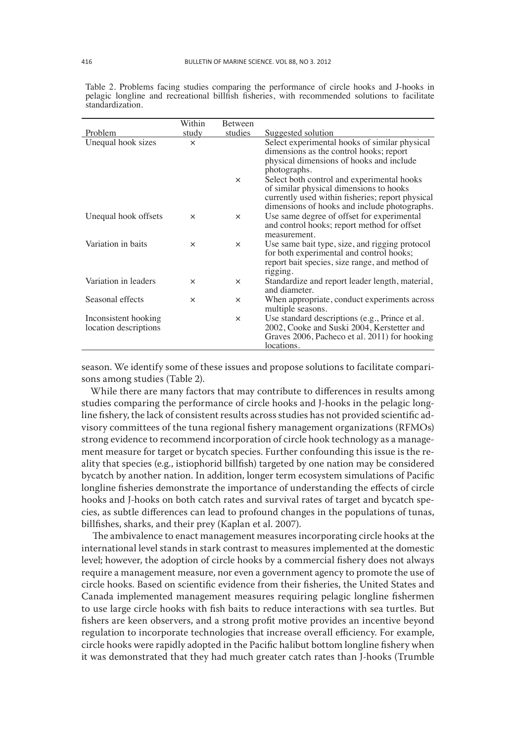Table 2. Problems facing studies comparing the performance of circle hooks and J-hooks in pelagic longline and recreational billfish fisheries, with recommended solutions to facilitate standardization.

| Problem | Within study | Between studies | Suggested solution |
|---|---|---|---|
| Unequal hook sizes | × | | Select experimental hooks of similar physical dimensions as the control hooks; report physical dimensions of hooks and include photographs. |
| | | × | Select both control and experimental hooks of similar physical dimensions to hooks currently used within fisheries; report physical dimensions of hooks and include photographs. |
| Unequal hook offsets | × | × | Use same degree of offset for experimental and control hooks; report method for offset measurement. |
| Variation in baits | × | × | Use same bait type, size, and rigging protocol for both experimental and control hooks; report bait species, size range, and method of rigging. |
| Variation in leaders | × | × | Standardize and report leader length, material, and diameter. |
| Seasonal effects | × | × | When appropriate, conduct experiments across multiple seasons. |
| Inconsistent hooking location descriptions | | × | Use standard descriptions (e.g., Prince et al. 2002, Cooke and Suski 2004, Kerstetter and Graves 2006, Pacheco et al. 2011) for hooking locations. |

season. We identify some of these issues and propose solutions to facilitate comparisons among studies (Table 2).

While there are many factors that may contribute to differences in results among studies comparing the performance of circle hooks and J-hooks in the pelagic longline fishery, the lack of consistent results across studies has not provided scientific advisory committees of the tuna regional fishery management organizations (RFMOs) strong evidence to recommend incorporation of circle hook technology as a management measure for target or bycatch species. Further confounding this issue is the reality that species (e.g., istiophorid billfish) targeted by one nation may be considered bycatch by another nation. In addition, longer term ecosystem simulations of Pacific longline fisheries demonstrate the importance of understanding the effects of circle hooks and J-hooks on both catch rates and survival rates of target and bycatch species, as subtle differences can lead to profound changes in the populations of tunas, billfishes, sharks, and their prey (Kaplan et al. 2007).

The ambivalence to enact management measures incorporating circle hooks at the international level stands in stark contrast to measures implemented at the domestic level; however, the adoption of circle hooks by a commercial fishery does not always require a management measure, nor even a government agency to promote the use of circle hooks. Based on scientific evidence from their fisheries, the United States and Canada implemented management measures requiring pelagic longline fishermen to use large circle hooks with fish baits to reduce interactions with sea turtles. But fishers are keen observers, and a strong profit motive provides an incentive beyond regulation to incorporate technologies that increase overall efficiency. For example, circle hooks were rapidly adopted in the Pacific halibut bottom longline fishery when it was demonstrated that they had much greater catch rates than J-hooks (Trumble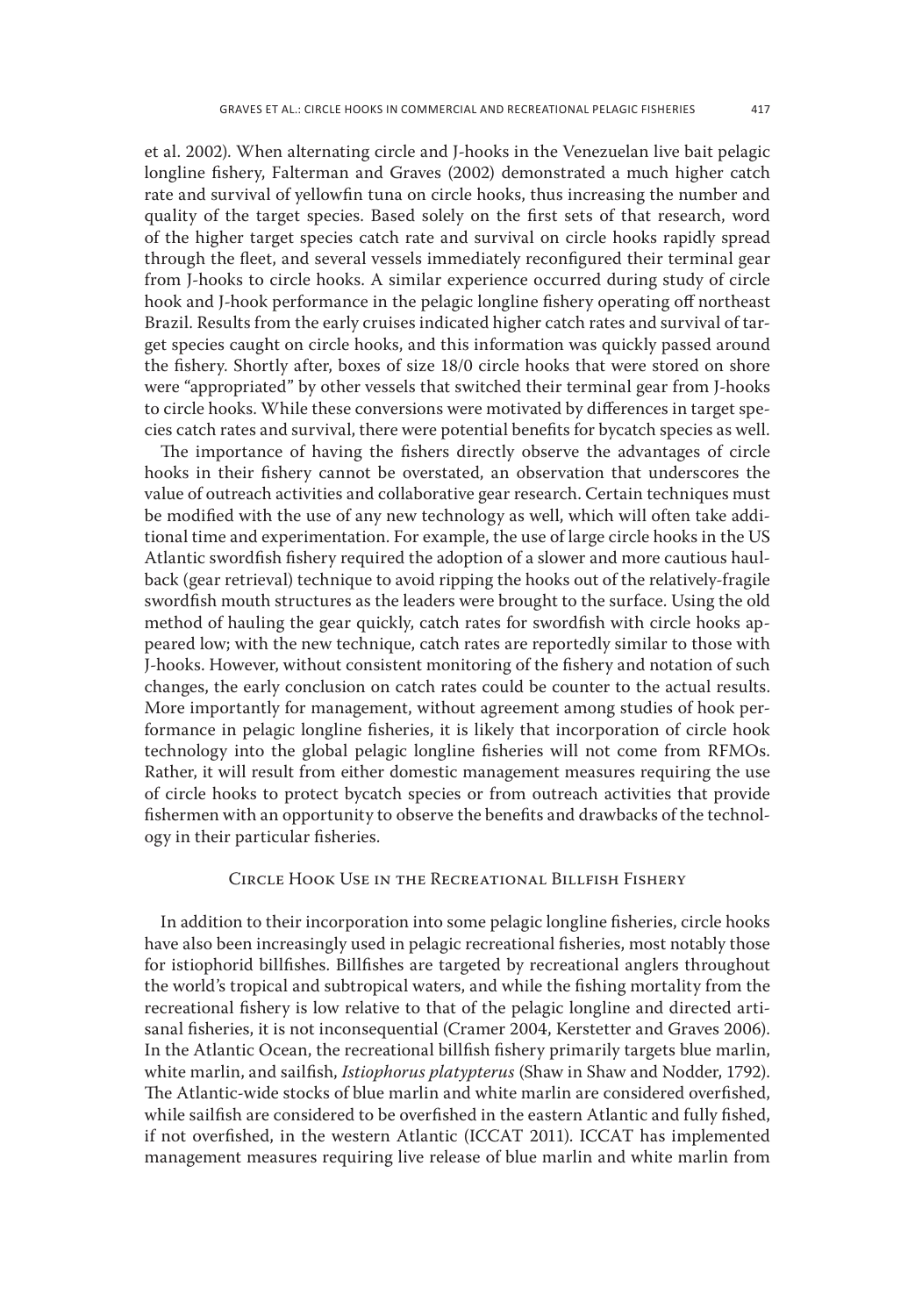et al. 2002). When alternating circle and J-hooks in the Venezuelan live bait pelagic longline fishery, Falterman and Graves (2002) demonstrated a much higher catch rate and survival of yellowfin tuna on circle hooks, thus increasing the number and quality of the target species. Based solely on the first sets of that research, word of the higher target species catch rate and survival on circle hooks rapidly spread through the fleet, and several vessels immediately reconfigured their terminal gear from J-hooks to circle hooks. A similar experience occurred during study of circle hook and J-hook performance in the pelagic longline fishery operating off northeast Brazil. Results from the early cruises indicated higher catch rates and survival of target species caught on circle hooks, and this information was quickly passed around the fishery. Shortly after, boxes of size 18/0 circle hooks that were stored on shore were "appropriated" by other vessels that switched their terminal gear from J-hooks to circle hooks. While these conversions were motivated by differences in target species catch rates and survival, there were potential benefits for bycatch species as well.

The importance of having the fishers directly observe the advantages of circle hooks in their fishery cannot be overstated, an observation that underscores the value of outreach activities and collaborative gear research. Certain techniques must be modified with the use of any new technology as well, which will often take additional time and experimentation. For example, the use of large circle hooks in the US Atlantic swordfish fishery required the adoption of a slower and more cautious haulback (gear retrieval) technique to avoid ripping the hooks out of the relatively-fragile swordfish mouth structures as the leaders were brought to the surface. Using the old method of hauling the gear quickly, catch rates for swordfish with circle hooks appeared low; with the new technique, catch rates are reportedly similar to those with J-hooks. However, without consistent monitoring of the fishery and notation of such changes, the early conclusion on catch rates could be counter to the actual results. More importantly for management, without agreement among studies of hook performance in pelagic longline fisheries, it is likely that incorporation of circle hook technology into the global pelagic longline fisheries will not come from RFMOs. Rather, it will result from either domestic management measures requiring the use of circle hooks to protect bycatch species or from outreach activities that provide fishermen with an opportunity to observe the benefits and drawbacks of the technology in their particular fisheries.

## Circle Hook Use in the Recreational Billfish Fishery

In addition to their incorporation into some pelagic longline fisheries, circle hooks have also been increasingly used in pelagic recreational fisheries, most notably those for istiophorid billfishes. Billfishes are targeted by recreational anglers throughout the world's tropical and subtropical waters, and while the fishing mortality from the recreational fishery is low relative to that of the pelagic longline and directed artisanal fisheries, it is not inconsequential (Cramer 2004, Kerstetter and Graves 2006). In the Atlantic Ocean, the recreational billfish fishery primarily targets blue marlin, white marlin, and sailfish, *Istiophorus platypterus* (Shaw in Shaw and Nodder, 1792). The Atlantic-wide stocks of blue marlin and white marlin are considered overfished, while sailfish are considered to be overfished in the eastern Atlantic and fully fished, if not overfished, in the western Atlantic (ICCAT 2011). ICCAT has implemented management measures requiring live release of blue marlin and white marlin from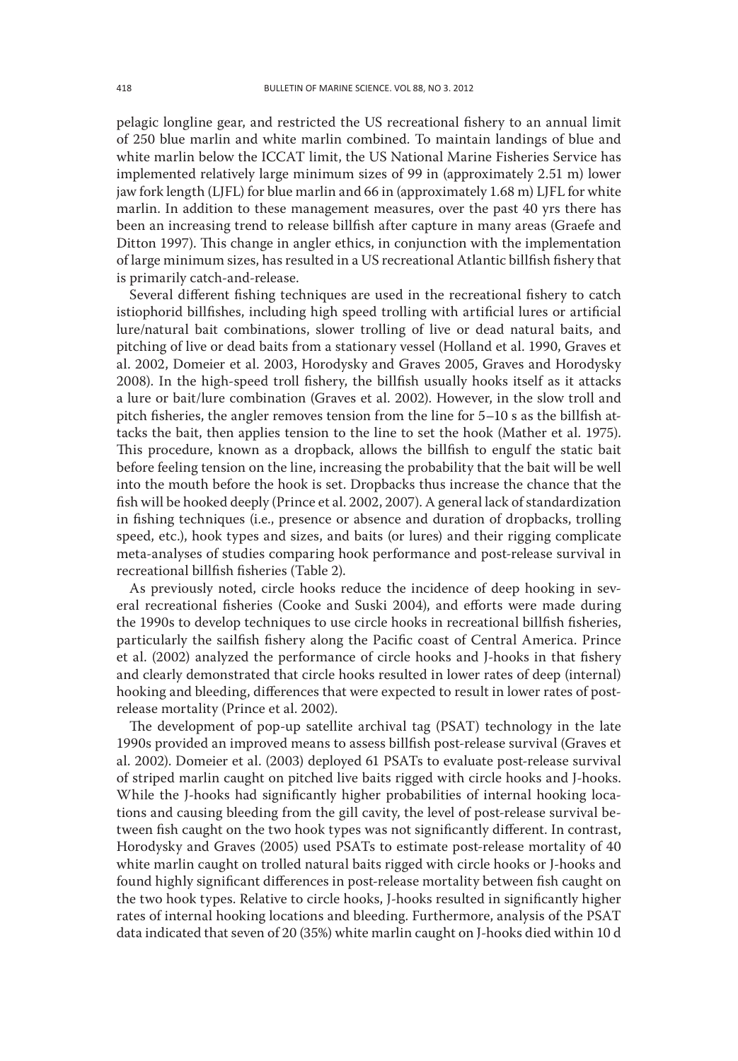pelagic longline gear, and restricted the US recreational fishery to an annual limit of 250 blue marlin and white marlin combined. To maintain landings of blue and white marlin below the ICCAT limit, the US National Marine Fisheries Service has implemented relatively large minimum sizes of 99 in (approximately 2.51 m) lower jaw fork length (LJFL) for blue marlin and 66 in (approximately 1.68 m) LJFL for white marlin. In addition to these management measures, over the past 40 yrs there has been an increasing trend to release billfish after capture in many areas (Graefe and Ditton 1997). This change in angler ethics, in conjunction with the implementation of large minimum sizes, has resulted in a US recreational Atlantic billfish fishery that is primarily catch-and-release.

Several different fishing techniques are used in the recreational fishery to catch istiophorid billfishes, including high speed trolling with artificial lures or artificial lure/natural bait combinations, slower trolling of live or dead natural baits, and pitching of live or dead baits from a stationary vessel (Holland et al. 1990, Graves et al. 2002, Domeier et al. 2003, Horodysky and Graves 2005, Graves and Horodysky 2008). In the high-speed troll fishery, the billfish usually hooks itself as it attacks a lure or bait/lure combination (Graves et al. 2002). However, in the slow troll and pitch fisheries, the angler removes tension from the line for 5–10 s as the billfish attacks the bait, then applies tension to the line to set the hook (Mather et al. 1975). This procedure, known as a dropback, allows the billfish to engulf the static bait before feeling tension on the line, increasing the probability that the bait will be well into the mouth before the hook is set. Dropbacks thus increase the chance that the fish will be hooked deeply (Prince et al. 2002, 2007). A general lack of standardization in fishing techniques (i.e., presence or absence and duration of dropbacks, trolling speed, etc.), hook types and sizes, and baits (or lures) and their rigging complicate meta-analyses of studies comparing hook performance and post-release survival in recreational billfish fisheries (Table 2).

As previously noted, circle hooks reduce the incidence of deep hooking in several recreational fisheries (Cooke and Suski 2004), and efforts were made during the 1990s to develop techniques to use circle hooks in recreational billfish fisheries, particularly the sailfish fishery along the Pacific coast of Central America. Prince et al. (2002) analyzed the performance of circle hooks and J-hooks in that fishery and clearly demonstrated that circle hooks resulted in lower rates of deep (internal) hooking and bleeding, differences that were expected to result in lower rates of post-release mortality (Prince et al. 2002).

The development of pop-up satellite archival tag (PSAT) technology in the late 1990s provided an improved means to assess billfish post-release survival (Graves et al. 2002). Domeier et al. (2003) deployed 61 PSATs to evaluate post-release survival of striped marlin caught on pitched live baits rigged with circle hooks and J-hooks. While the J-hooks had significantly higher probabilities of internal hooking locations and causing bleeding from the gill cavity, the level of post-release survival between fish caught on the two hook types was not significantly different. In contrast, Horodysky and Graves (2005) used PSATs to estimate post-release mortality of 40 white marlin caught on trolled natural baits rigged with circle hooks or J-hooks and found highly significant differences in post-release mortality between fish caught on the two hook types. Relative to circle hooks, J-hooks resulted in significantly higher rates of internal hooking locations and bleeding. Furthermore, analysis of the PSAT data indicated that seven of 20 (35%) white marlin caught on J-hooks died within 10 d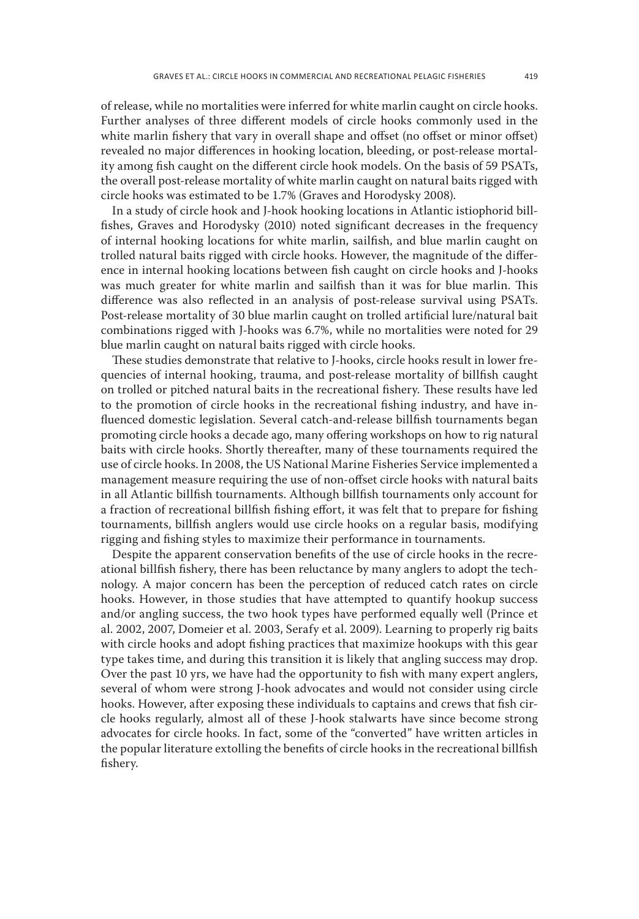of release, while no mortalities were inferred for white marlin caught on circle hooks. Further analyses of three different models of circle hooks commonly used in the white marlin fishery that vary in overall shape and offset (no offset or minor offset) revealed no major differences in hooking location, bleeding, or post-release mortality among fish caught on the different circle hook models. On the basis of 59 PSATs, the overall post-release mortality of white marlin caught on natural baits rigged with circle hooks was estimated to be 1.7% (Graves and Horodysky 2008).

In a study of circle hook and J-hook hooking locations in Atlantic istiophorid billfishes, Graves and Horodysky (2010) noted significant decreases in the frequency of internal hooking locations for white marlin, sailfish, and blue marlin caught on trolled natural baits rigged with circle hooks. However, the magnitude of the difference in internal hooking locations between fish caught on circle hooks and J-hooks was much greater for white marlin and sailfish than it was for blue marlin. This difference was also reflected in an analysis of post-release survival using PSATs. Post-release mortality of 30 blue marlin caught on trolled artificial lure/natural bait combinations rigged with J-hooks was 6.7%, while no mortalities were noted for 29 blue marlin caught on natural baits rigged with circle hooks.

These studies demonstrate that relative to J-hooks, circle hooks result in lower frequencies of internal hooking, trauma, and post-release mortality of billfish caught on trolled or pitched natural baits in the recreational fishery. These results have led to the promotion of circle hooks in the recreational fishing industry, and have influenced domestic legislation. Several catch-and-release billfish tournaments began promoting circle hooks a decade ago, many offering workshops on how to rig natural baits with circle hooks. Shortly thereafter, many of these tournaments required the use of circle hooks. In 2008, the US National Marine Fisheries Service implemented a management measure requiring the use of non-offset circle hooks with natural baits in all Atlantic billfish tournaments. Although billfish tournaments only account for a fraction of recreational billfish fishing effort, it was felt that to prepare for fishing tournaments, billfish anglers would use circle hooks on a regular basis, modifying rigging and fishing styles to maximize their performance in tournaments.

Despite the apparent conservation benefits of the use of circle hooks in the recreational billfish fishery, there has been reluctance by many anglers to adopt the technology. A major concern has been the perception of reduced catch rates on circle hooks. However, in those studies that have attempted to quantify hookup success and/or angling success, the two hook types have performed equally well (Prince et al. 2002, 2007, Domeier et al. 2003, Serafy et al. 2009). Learning to properly rig baits with circle hooks and adopt fishing practices that maximize hookups with this gear type takes time, and during this transition it is likely that angling success may drop. Over the past 10 yrs, we have had the opportunity to fish with many expert anglers, several of whom were strong J-hook advocates and would not consider using circle hooks. However, after exposing these individuals to captains and crews that fish circle hooks regularly, almost all of these J-hook stalwarts have since become strong advocates for circle hooks. In fact, some of the "converted" have written articles in the popular literature extolling the benefits of circle hooks in the recreational billfish fishery.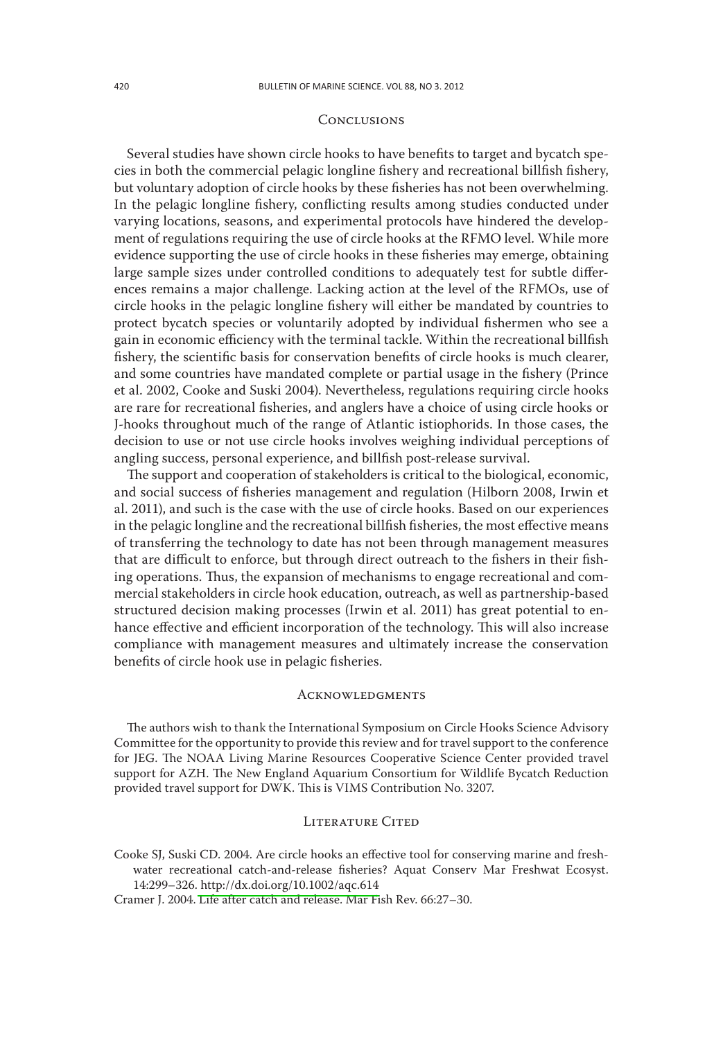## Conclusions

Several studies have shown circle hooks to have benefits to target and bycatch species in both the commercial pelagic longline fishery and recreational billfish fishery, but voluntary adoption of circle hooks by these fisheries has not been overwhelming. In the pelagic longline fishery, conflicting results among studies conducted under varying locations, seasons, and experimental protocols have hindered the development of regulations requiring the use of circle hooks at the RFMO level. While more evidence supporting the use of circle hooks in these fisheries may emerge, obtaining large sample sizes under controlled conditions to adequately test for subtle differences remains a major challenge. Lacking action at the level of the RFMOs, use of circle hooks in the pelagic longline fishery will either be mandated by countries to protect bycatch species or voluntarily adopted by individual fishermen who see a gain in economic efficiency with the terminal tackle. Within the recreational billfish fishery, the scientific basis for conservation benefits of circle hooks is much clearer, and some countries have mandated complete or partial usage in the fishery (Prince et al. 2002, Cooke and Suski 2004). Nevertheless, regulations requiring circle hooks are rare for recreational fisheries, and anglers have a choice of using circle hooks or J-hooks throughout much of the range of Atlantic istiophorids. In those cases, the decision to use or not use circle hooks involves weighing individual perceptions of angling success, personal experience, and billfish post-release survival.

The support and cooperation of stakeholders is critical to the biological, economic, and social success of fisheries management and regulation (Hilborn 2008, Irwin et al. 2011), and such is the case with the use of circle hooks. Based on our experiences in the pelagic longline and the recreational billfish fisheries, the most effective means of transferring the technology to date has not been through management measures that are difficult to enforce, but through direct outreach to the fishers in their fishing operations. Thus, the expansion of mechanisms to engage recreational and commercial stakeholders in circle hook education, outreach, as well as partnership-based structured decision making processes (Irwin et al. 2011) has great potential to enhance effective and efficient incorporation of the technology. This will also increase compliance with management measures and ultimately increase the conservation benefits of circle hook use in pelagic fisheries.

## Acknowledgments

The authors wish to thank the International Symposium on Circle Hooks Science Advisory Committee for the opportunity to provide this review and for travel support to the conference for JEG. The NOAA Living Marine Resources Cooperative Science Center provided travel support for AZH. The New England Aquarium Consortium for Wildlife Bycatch Reduction provided travel support for DWK. This is VIMS Contribution No. 3207.

## Literature Cited

Cooke SJ, Suski CD. 2004. Are circle hooks an effective tool for conserving marine and freshwater recreational catch-and-release fisheries? Aquat Conserv Mar Freshwat Ecosyst. 14:299–326. http://dx.doi.org/10.1002/aqc.614

Cramer J. 2004. Life after catch and release. Mar Fish Rev. 66:27–30.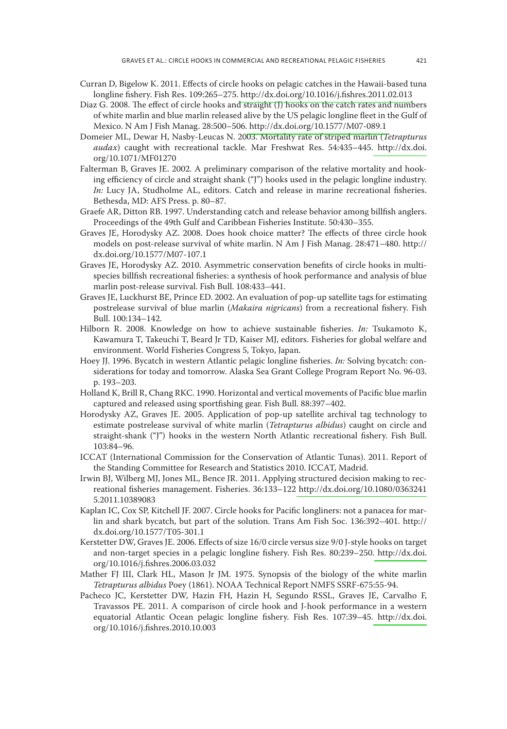Curran D, Bigelow K. 2011. Effects of circle hooks on pelagic catches in the Hawaii-based tuna longline fishery. Fish Res. 109:265–275. http://dx.doi.org/10.1016/j.fishres.2011.02.013

Diaz G. 2008. The effect of circle hooks and straight (J) hooks on the catch rates and numbers of white marlin and blue marlin released alive by the US pelagic longline fleet in the Gulf of Mexico. N Am J Fish Manag. 28:500–506. http://dx.doi.org/10.1577/M07-089.1

Domeier ML, Dewar H, Nasby-Leucas N. 2003. Mortality rate of striped marlin (*Tetrapturus audax*) caught with recreational tackle. Mar Freshwat Res. 54:435–445. http://dx.doi.org/10.1071/MF01270

Falterman B, Graves JE. 2002. A preliminary comparison of the relative mortality and hooking efficiency of circle and straight shank ("J") hooks used in the pelagic longline industry. *In:* Lucy JA, Studholme AL, editors. Catch and release in marine recreational fisheries. Bethesda, MD: AFS Press. p. 80–87.

Graefe AR, Ditton RB. 1997. Understanding catch and release behavior among billfish anglers. Proceedings of the 49th Gulf and Caribbean Fisheries Institute. 50:430–355.

Graves JE, Horodysky AZ. 2008. Does hook choice matter? The effects of three circle hook models on post-release survival of white marlin. N Am J Fish Manag. 28:471–480. http://dx.doi.org/10.1577/M07-107.1

Graves JE, Horodysky AZ. 2010. Asymmetric conservation benefits of circle hooks in multispecies billfish recreational fisheries: a synthesis of hook performance and analysis of blue marlin post-release survival. Fish Bull. 108:433–441.

Graves JE, Luckhurst BE, Prince ED. 2002. An evaluation of pop-up satellite tags for estimating postrelease survival of blue marlin (*Makaira nigricans*) from a recreational fishery. Fish Bull. 100:134–142.

Hilborn R. 2008. Knowledge on how to achieve sustainable fisheries. *In:* Tsukamoto K, Kawamura T, Takeuchi T, Beard Jr TD, Kaiser MJ, editors. Fisheries for global welfare and environment. World Fisheries Congress 5, Tokyo, Japan.

Hoey JJ. 1996. Bycatch in western Atlantic pelagic longline fisheries. *In:* Solving bycatch: considerations for today and tomorrow. Alaska Sea Grant College Program Report No. 96-03. p. 193–203.

Holland K, Brill R, Chang RKC. 1990. Horizontal and vertical movements of Pacific blue marlin captured and released using sportfishing gear. Fish Bull. 88:397–402.

Horodysky AZ, Graves JE. 2005. Application of pop-up satellite archival tag technology to estimate postrelease survival of white marlin (*Tetrapturus albidus*) caught on circle and straight-shank ("J") hooks in the western North Atlantic recreational fishery. Fish Bull. 103:84–96.

ICCAT (International Commission for the Conservation of Atlantic Tunas). 2011. Report of the Standing Committee for Research and Statistics 2010. ICCAT, Madrid.

Irwin BJ, Wilberg MJ, Jones ML, Bence JR. 2011. Applying structured decision making to recreational fisheries management. Fisheries. 36:133–122 http://dx.doi.org/10.1080/03632415.2011.10389083

Kaplan IC, Cox SP, Kitchell JF. 2007. Circle hooks for Pacific longliners: not a panacea for marlin and shark bycatch, but part of the solution. Trans Am Fish Soc. 136:392–401. http://dx.doi.org/10.1577/T05-301.1

Kerstetter DW, Graves JE. 2006. Effects of size 16/0 circle versus size 9/0 J-style hooks on target and non-target species in a pelagic longline fishery. Fish Res. 80:239–250. http://dx.doi.org/10.1016/j.fishres.2006.03.032

Mather FJ III, Clark HL, Mason Jr JM. 1975. Synopsis of the biology of the white marlin *Tetrapturus albidus* Poey (1861). NOAA Technical Report NMFS SSRF-675:55-94.

Pacheco JC, Kerstetter DW, Hazin FH, Hazin H, Segundo RSSL, Graves JE, Carvalho F, Travassos PE. 2011. A comparison of circle hook and J-hook performance in a western equatorial Atlantic Ocean pelagic longline fishery. Fish Res. 107:39–45. http://dx.doi.org/10.1016/j.fishres.2010.10.003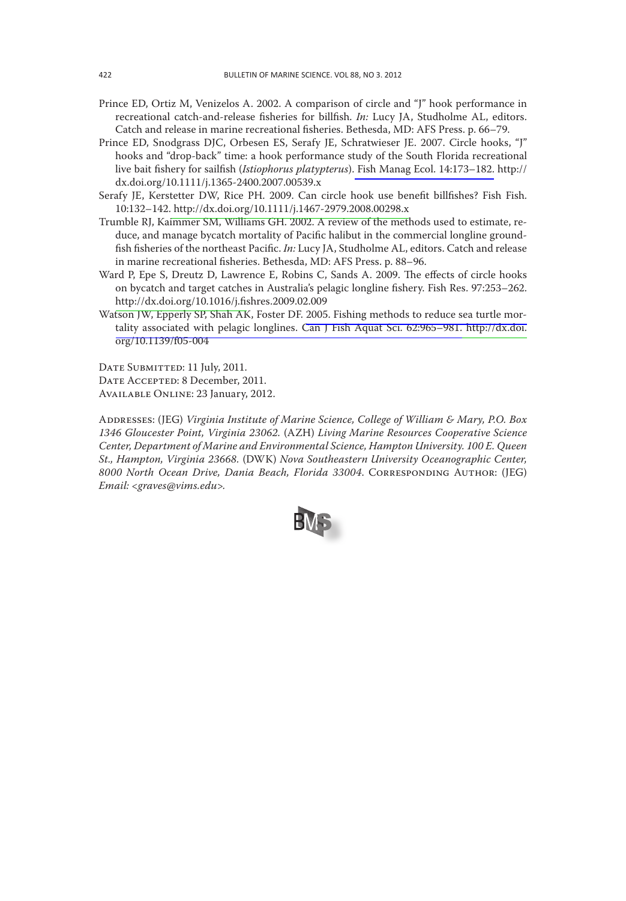Prince ED, Ortiz M, Venizelos A. 2002. A comparison of circle and "J" hook performance in recreational catch-and-release fisheries for billfish. *In:* Lucy JA, Studholme AL, editors. Catch and release in marine recreational fisheries. Bethesda, MD: AFS Press. p. 66–79.

Prince ED, Snodgrass DJC, Orbesen ES, Serafy JE, Schratwieser JE. 2007. Circle hooks, "J" hooks and "drop-back" time: a hook performance study of the South Florida recreational live bait fishery for sailfish (*Istiophorus platypterus*). Fish Manag Ecol. 14:173–182. http://dx.doi.org/10.1111/j.1365-2400.2007.00539.x

Serafy JE, Kerstetter DW, Rice PH. 2009. Can circle hook use benefit billfishes? Fish Fish. 10:132–142. http://dx.doi.org/10.1111/j.1467-2979.2008.00298.x

Trumble RJ, Kaimmer SM, Williams GH. 2002. A review of the methods used to estimate, reduce, and manage bycatch mortality of Pacific halibut in the commercial longline groundfish fisheries of the northeast Pacific. *In:* Lucy JA, Studholme AL, editors. Catch and release in marine recreational fisheries. Bethesda, MD: AFS Press. p. 88–96.

Ward P, Epe S, Dreutz D, Lawrence E, Robins C, Sands A. 2009. The effects of circle hooks on bycatch and target catches in Australia's pelagic longline fishery. Fish Res. 97:253–262. http://dx.doi.org/10.1016/j.fishres.2009.02.009

Watson JW, Epperly SP, Shah AK, Foster DF. 2005. Fishing methods to reduce sea turtle mortality associated with pelagic longlines. Can J Fish Aquat Sci. 62:965–981. http://dx.doi.org/10.1139/f05-004

Date Submitted: 11 July, 2011.
Date Accepted: 8 December, 2011.
Available Online: 23 January, 2012.

Addresses: (JEG) *Virginia Institute of Marine Science, College of William & Mary, P.O. Box 1346 Gloucester Point, Virginia 23062.* (AZH) *Living Marine Resources Cooperative Science Center, Department of Marine and Environmental Science, Hampton University. 100 E. Queen St., Hampton, Virginia 23668.* (DWK) *Nova Southeastern University Oceanographic Center, 8000 North Ocean Drive, Dania Beach, Florida 33004.* Corresponding Author: (JEG) *Email: <graves@vims.edu>.*